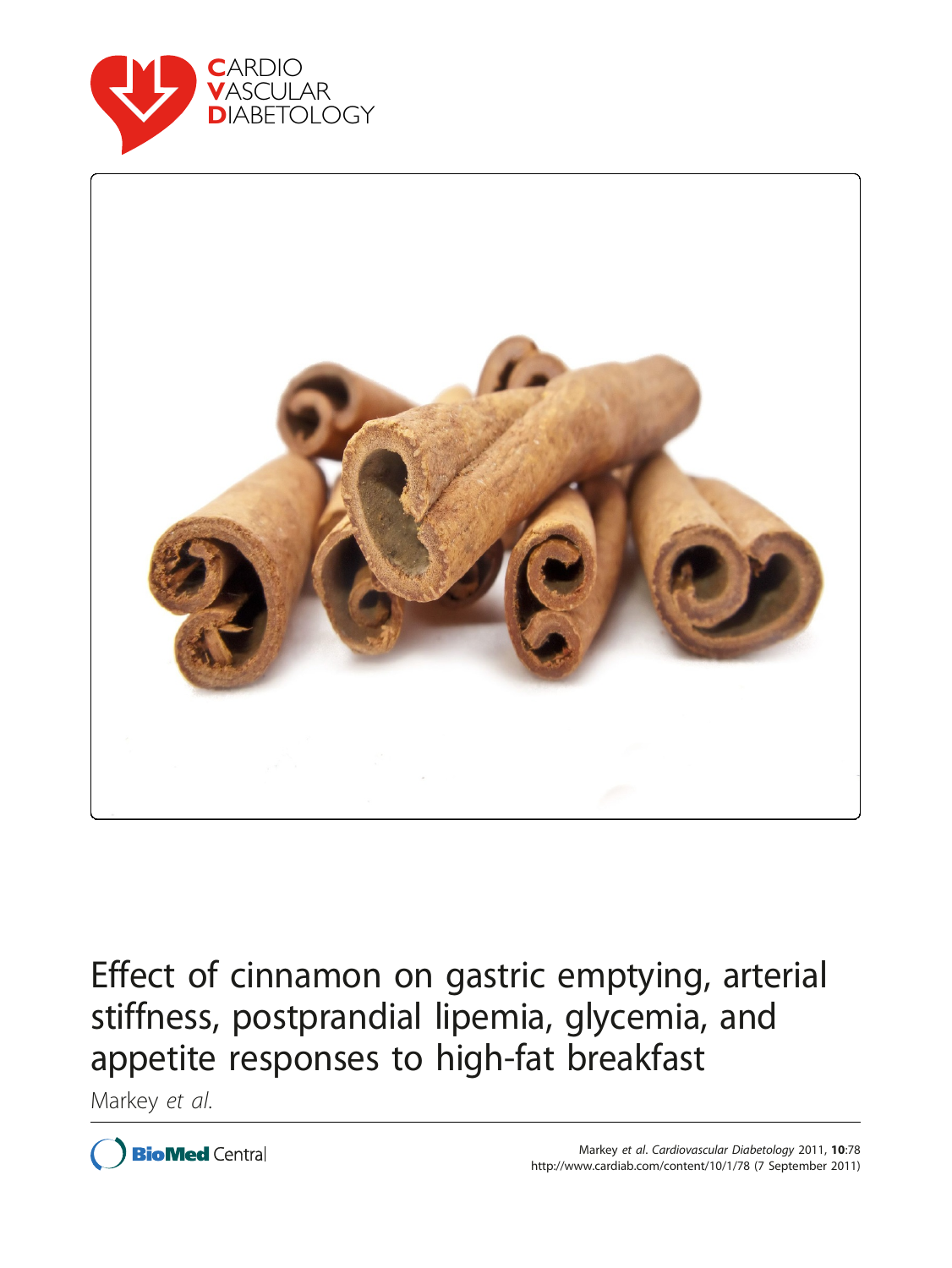CARDIO
VASCULAR
DIABETOLOGY

# Effect of cinnamon on gastric emptying, arterial stiffness, postprandial lipemia, glycemia, and appetite responses to high-fat breakfast

Markey *et al.*

Markey *et al. Cardiovascular Diabetology* 2011, **10**:78
http://www.cardiab.com/content/10/1/78 (7 September 2011)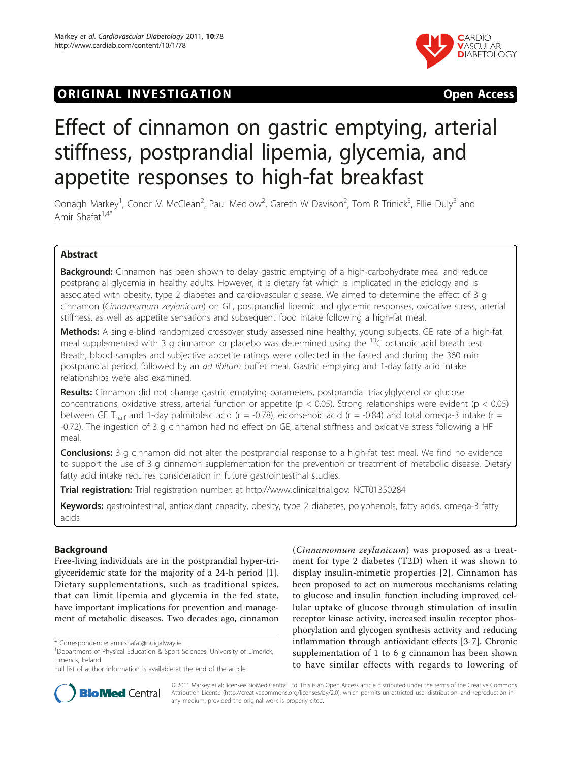# Effect of cinnamon on gastric emptying, arterial stiffness, postprandial lipemia, glycemia, and appetite responses to high-fat breakfast

Oonagh Markey[1], Conor M McClean[2], Paul Medlow[2], Gareth W Davison[2], Tom R Trinick[3], Ellie Duly[3] and Amir Shafat[1,4*]

## Abstract

**Background:** Cinnamon has been shown to delay gastric emptying of a high-carbohydrate meal and reduce postprandial glycemia in healthy adults. However, it is dietary fat which is implicated in the etiology and is associated with obesity, type 2 diabetes and cardiovascular disease. We aimed to determine the effect of 3 g cinnamon (*Cinnamomum zeylanicum*) on GE, postprandial lipemic and glycemic responses, oxidative stress, arterial stiffness, as well as appetite sensations and subsequent food intake following a high-fat meal.

**Methods:** A single-blind randomized crossover study assessed nine healthy, young subjects. GE rate of a high-fat meal supplemented with 3 g cinnamon or placebo was determined using the $^{13}C$ octanoic acid breath test. Breath, blood samples and subjective appetite ratings were collected in the fasted and during the 360 min postprandial period, followed by an *ad libitum* buffet meal. Gastric emptying and 1-day fatty acid intake relationships were also examined.

**Results:** Cinnamon did not change gastric emptying parameters, postprandial triacylglycerol or glucose concentrations, oxidative stress, arterial function or appetite ($p < 0.05$). Strong relationships were evident ($p < 0.05$) between GE $T_{half}$ and 1-day palmitoleic acid ($r = -0.78$), eiconsenoic acid ($r = -0.84$) and total omega-3 intake ($r = -0.72$). The ingestion of 3 g cinnamon had no effect on GE, arterial stiffness and oxidative stress following a HF meal.

**Conclusions:** 3 g cinnamon did not alter the postprandial response to a high-fat test meal. We find no evidence to support the use of 3 g cinnamon supplementation for the prevention or treatment of metabolic disease. Dietary fatty acid intake requires consideration in future gastrointestinal studies.

**Trial registration:** Trial registration number: at http://www.clinicaltrial.gov: NCT01350284

**Keywords:** gastrointestinal, antioxidant capacity, obesity, type 2 diabetes, polyphenols, fatty acids, omega-3 fatty acids

## Background

Free-living individuals are in the postprandial hyper-triglyceridemic state for the majority of a 24-h period [1]. Dietary supplementations, such as traditional spices, that can limit lipemia and glycemia in the fed state, have important implications for prevention and management of metabolic diseases. Two decades ago, cinnamon (*Cinnamomum zeylanicum*) was proposed as a treatment for type 2 diabetes (T2D) when it was shown to display insulin-mimetic properties [2]. Cinnamon has been proposed to act on numerous mechanisms relating to glucose and insulin function including improved cellular uptake of glucose through stimulation of insulin receptor kinase activity, increased insulin receptor phosphorylation and glycogen synthesis activity and reducing inflammation through antioxidant effects [3-7]. Chronic supplementation of 1 to 6 g cinnamon has been shown to have similar effects with regards to lowering of

\* Correspondence: amir.shafat@nuigalway.ie
[1]Department of Physical Education & Sport Sciences, University of Limerick, Limerick, Ireland
Full list of author information is available at the end of the article

© 2011 Markey et al; licensee BioMed Central Ltd. This is an Open Access article distributed under the terms of the Creative Commons Attribution License (http://creativecommons.org/licenses/by/2.0), which permits unrestricted use, distribution, and reproduction in any medium, provided the original work is properly cited.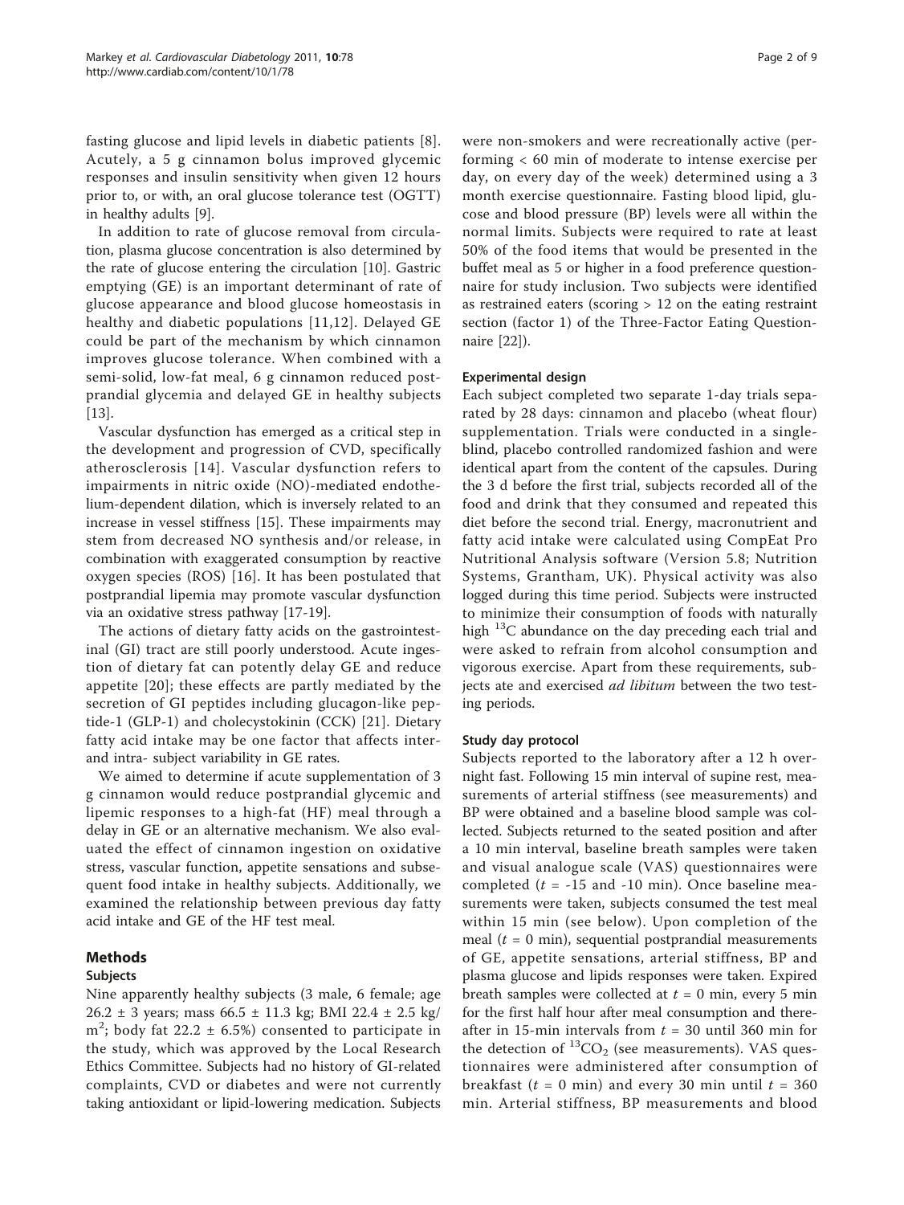fasting glucose and lipid levels in diabetic patients [8]. Acutely, a 5 g cinnamon bolus improved glycemic responses and insulin sensitivity when given 12 hours prior to, or with, an oral glucose tolerance test (OGTT) in healthy adults [9].

In addition to rate of glucose removal from circulation, plasma glucose concentration is also determined by the rate of glucose entering the circulation [10]. Gastric emptying (GE) is an important determinant of rate of glucose appearance and blood glucose homeostasis in healthy and diabetic populations [11,12]. Delayed GE could be part of the mechanism by which cinnamon improves glucose tolerance. When combined with a semi-solid, low-fat meal, 6 g cinnamon reduced postprandial glycemia and delayed GE in healthy subjects [13].

Vascular dysfunction has emerged as a critical step in the development and progression of CVD, specifically atherosclerosis [14]. Vascular dysfunction refers to impairments in nitric oxide (NO)-mediated endothelium-dependent dilation, which is inversely related to an increase in vessel stiffness [15]. These impairments may stem from decreased NO synthesis and/or release, in combination with exaggerated consumption by reactive oxygen species (ROS) [16]. It has been postulated that postprandial lipemia may promote vascular dysfunction via an oxidative stress pathway [17-19].

The actions of dietary fatty acids on the gastrointestinal (GI) tract are still poorly understood. Acute ingestion of dietary fat can potentially delay GE and reduce appetite [20]; these effects are partly mediated by the secretion of GI peptides including glucagon-like peptide-1 (GLP-1) and cholecystokinin (CCK) [21]. Dietary fatty acid intake may be one factor that affects inter- and intra- subject variability in GE rates.

We aimed to determine if acute supplementation of 3 g cinnamon would reduce postprandial glycemic and lipemic responses to a high-fat (HF) meal through a delay in GE or an alternative mechanism. We also evaluated the effect of cinnamon ingestion on oxidative stress, vascular function, appetite sensations and subsequent food intake in healthy subjects. Additionally, we examined the relationship between previous day fatty acid intake and GE of the HF test meal.

## Methods

### Subjects

Nine apparently healthy subjects (3 male, 6 female; age 26.2 ± 3 years; mass 66.5 ± 11.3 kg; BMI 22.4 ± 2.5 kg/$m^2$; body fat 22.2 ± 6.5%) consented to participate in the study, which was approved by the Local Research Ethics Committee. Subjects had no history of GI-related complaints, CVD or diabetes and were not currently taking antioxidant or lipid-lowering medication. Subjects were non-smokers and were recreationally active (performing < 60 min of moderate to intense exercise per day, on every day of the week) determined using a 3 month exercise questionnaire. Fasting blood lipid, glucose and blood pressure (BP) levels were all within the normal limits. Subjects were required to rate at least 50% of the food items that would be presented in the buffet meal as 5 or higher in a food preference questionnaire for study inclusion. Two subjects were identified as restrained eaters (scoring > 12 on the eating restraint section (factor 1) of the Three-Factor Eating Questionnaire [22]).

### Experimental design

Each subject completed two separate 1-day trials separated by 28 days: cinnamon and placebo (wheat flour) supplementation. Trials were conducted in a single-blind, placebo controlled randomized fashion and were identical apart from the content of the capsules. During the 3 d before the first trial, subjects recorded all of the food and drink that they consumed and repeated this diet before the second trial. Energy, macronutrient and fatty acid intake were calculated using CompEat Pro Nutritional Analysis software (Version 5.8; Nutrition Systems, Grantham, UK). Physical activity was also logged during this time period. Subjects were instructed to minimize their consumption of foods with naturally high $^{13}C$ abundance on the day preceding each trial and were asked to refrain from alcohol consumption and vigorous exercise. Apart from these requirements, subjects ate and exercised *ad libitum* between the two testing periods.

### Study day protocol

Subjects reported to the laboratory after a 12 h overnight fast. Following 15 min interval of supine rest, measurements of arterial stiffness (see measurements) and BP were obtained and a baseline blood sample was collected. Subjects returned to the seated position and after a 10 min interval, baseline breath samples were taken and visual analogue scale (VAS) questionnaires were completed ($t$ = -15 and -10 min). Once baseline measurements were taken, subjects consumed the test meal within 15 min (see below). Upon completion of the meal ($t$ = 0 min), sequential postprandial measurements of GE, appetite sensations, arterial stiffness, BP and plasma glucose and lipids responses were taken. Expired breath samples were collected at $t$ = 0 min, every 5 min for the first half hour after meal consumption and thereafter in 15-min intervals from $t$ = 30 until 360 min for the detection of $^{13}CO_2$ (see measurements). VAS questionnaires were administered after consumption of breakfast ($t$ = 0 min) and every 30 min until $t$ = 360 min. Arterial stiffness, BP measurements and blood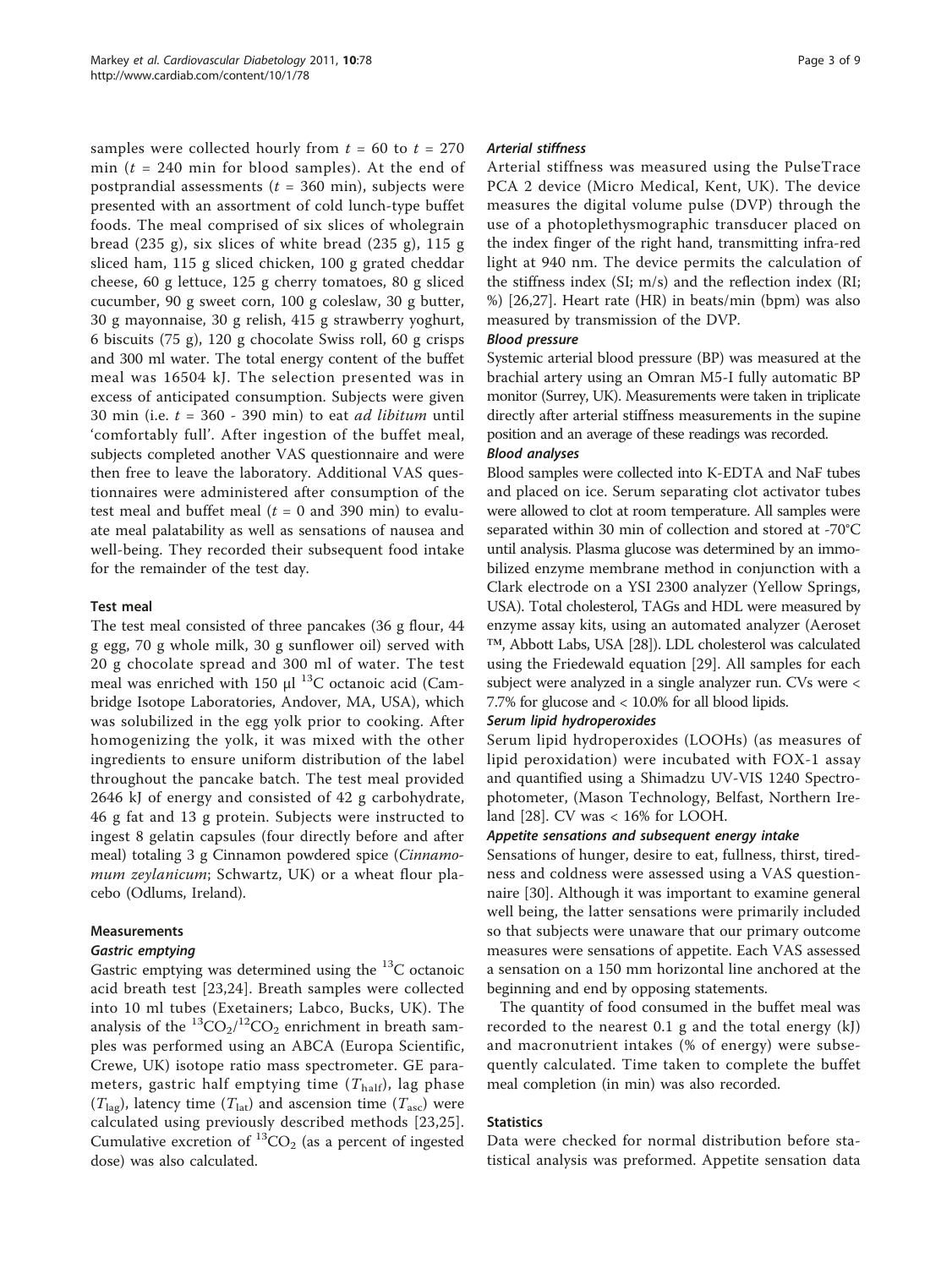samples were collected hourly from $t$ = 60 to $t$ = 270 min ($t$ = 240 min for blood samples). At the end of postprandial assessments ($t$ = 360 min), subjects were presented with an assortment of cold lunch-type buffet foods. The meal comprised of six slices of wholegrain bread (235 g), six slices of white bread (235 g), 115 g sliced ham, 115 g sliced chicken, 100 g grated cheddar cheese, 60 g lettuce, 125 g cherry tomatoes, 80 g sliced cucumber, 90 g sweet corn, 100 g coleslaw, 30 g butter, 30 g mayonnaise, 30 g relish, 415 g strawberry yoghurt, 6 biscuits (75 g), 120 g chocolate Swiss roll, 60 g crisps and 300 ml water. The total energy content of the buffet meal was 16504 kJ. The selection presented was in excess of anticipated consumption. Subjects were given 30 min (i.e. $t$ = 360 - 390 min) to eat *ad libitum* until 'comfortably full'. After ingestion of the buffet meal, subjects completed another VAS questionnaire and were then free to leave the laboratory. Additional VAS questionnaires were administered after consumption of the test meal and buffet meal ($t$ = 0 and 390 min) to evaluate meal palatability as well as sensations of nausea and well-being. They recorded their subsequent food intake for the remainder of the test day.

### Test meal

The test meal consisted of three pancakes (36 g flour, 44 g egg, 70 g whole milk, 30 g sunflower oil) served with 20 g chocolate spread and 300 ml of water. The test meal was enriched with 150 μl $^{13}C$ octanoic acid (Cambridge Isotope Laboratories, Andover, MA, USA), which was solubilized in the egg yolk prior to cooking. After homogenizing the yolk, it was mixed with the other ingredients to ensure uniform distribution of the label throughout the pancake batch. The test meal provided 2646 kJ of energy and consisted of 42 g carbohydrate, 46 g fat and 13 g protein. Subjects were instructed to ingest 8 gelatin capsules (four directly before and after meal) totaling 3 g Cinnamon powdered spice (*Cinnamomum zeylanicum*; Schwartz, UK) or a wheat flour placebo (Odlums, Ireland).

### Measurements

#### *Gastric emptying*

Gastric emptying was determined using the $^{13}C$ octanoic acid breath test [23,24]. Breath samples were collected into 10 ml tubes (Exetainers; Labco, Bucks, UK). The analysis of the $^{13}CO_2/^{12}CO_2$ enrichment in breath samples was performed using an ABCA (Europa Scientific, Crewe, UK) isotope ratio mass spectrometer. GE parameters, gastric half emptying time ($T_{half}$), lag phase ($T_{lag}$), latency time ($T_{lat}$) and ascension time ($T_{asc}$) were calculated using previously described methods [23,25]. Cumulative excretion of $^{13}CO_2$ (as a percent of ingested dose) was also calculated.

#### *Arterial stiffness*

Arterial stiffness was measured using the PulseTrace PCA 2 device (Micro Medical, Kent, UK). The device measures the digital volume pulse (DVP) through the use of a photoplethysmographic transducer placed on the index finger of the right hand, transmitting infra-red light at 940 nm. The device permits the calculation of the stiffness index (SI; m/s) and the reflection index (RI; %) [26,27]. Heart rate (HR) in beats/min (bpm) was also measured by transmission of the DVP.

#### *Blood pressure*

Systemic arterial blood pressure (BP) was measured at the brachial artery using an Omran M5-I fully automatic BP monitor (Surrey, UK). Measurements were taken in triplicate directly after arterial stiffness measurements in the supine position and an average of these readings was recorded.

#### *Blood analyses*

Blood samples were collected into K-EDTA and NaF tubes and placed on ice. Serum separating clot activator tubes were allowed to clot at room temperature. All samples were separated within 30 min of collection and stored at -70°C until analysis. Plasma glucose was determined by an immobilized enzyme membrane method in conjunction with a Clark electrode on a YSI 2300 analyzer (Yellow Springs, USA). Total cholesterol, TAGs and HDL were measured by enzyme assay kits, using an automated analyzer (Aeroset ™, Abbott Labs, USA [28]). LDL cholesterol was calculated using the Friedewald equation [29]. All samples for each subject were analyzed in a single analyzer run. CVs were < 7.7% for glucose and < 10.0% for all blood lipids.

#### *Serum lipid hydroperoxides*

Serum lipid hydroperoxides (LOOHs) (as measures of lipid peroxidation) were incubated with FOX-1 assay and quantified using a Shimadzu UV-VIS 1240 Spectrophotometer, (Mason Technology, Belfast, Northern Ireland [28]. CV was < 16% for LOOH.

#### *Appetite sensations and subsequent energy intake*

Sensations of hunger, desire to eat, fullness, thirst, tiredness and coldness were assessed using a VAS questionnaire [30]. Although it was important to examine general well being, the latter sensations were primarily included so that subjects were unaware that our primary outcome measures were sensations of appetite. Each VAS assessed a sensation on a 150 mm horizontal line anchored at the beginning and end by opposing statements.

The quantity of food consumed in the buffet meal was recorded to the nearest 0.1 g and the total energy (kJ) and macronutrient intakes (% of energy) were subsequently calculated. Time taken to complete the buffet meal completion (in min) was also recorded.

### Statistics

Data were checked for normal distribution before statistical analysis was preformed. Appetite sensation data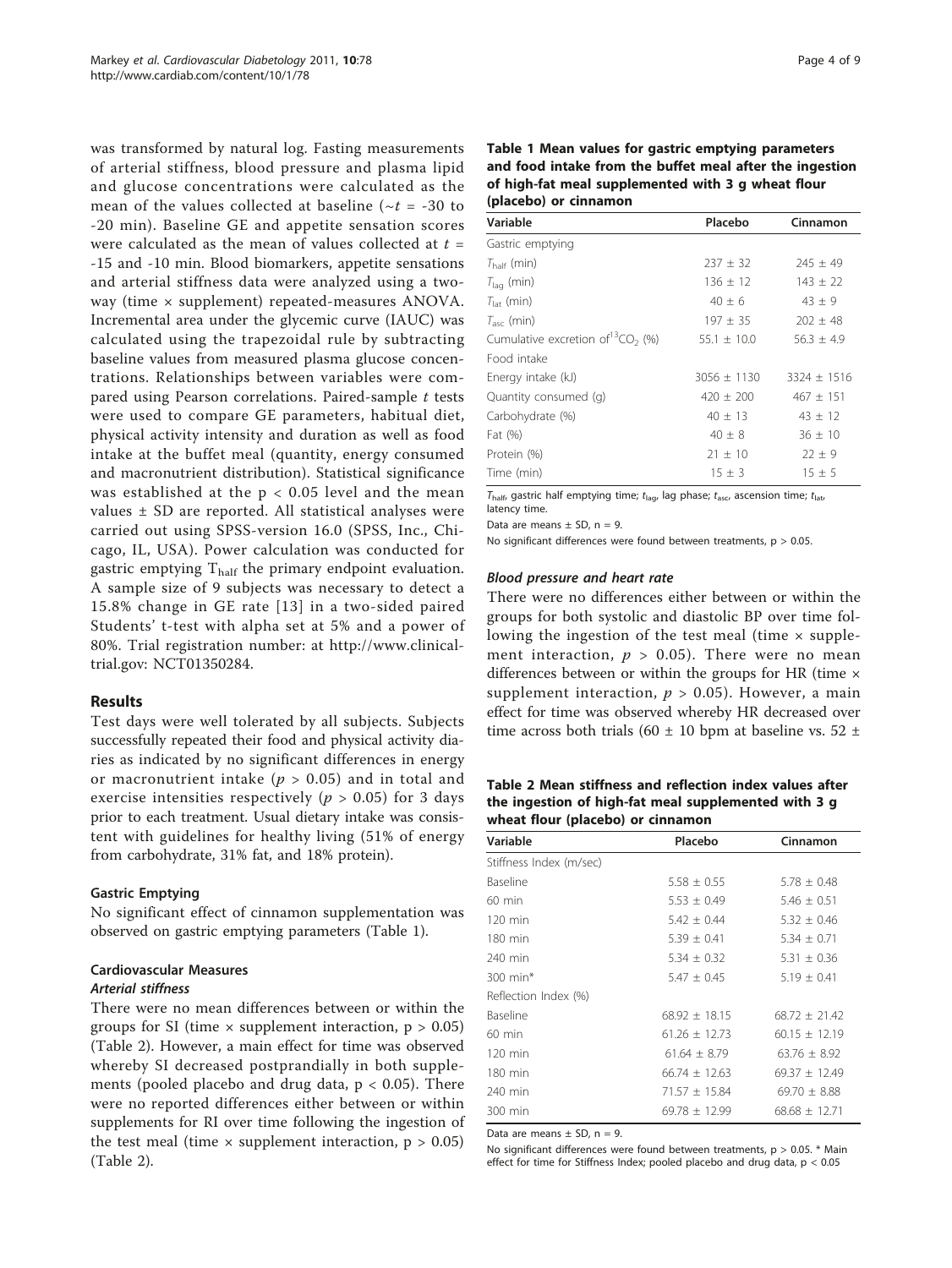was transformed by natural log. Fasting measurements of arterial stiffness, blood pressure and plasma lipid and glucose concentrations were calculated as the mean of the values collected at baseline ($\sim t$ = -30 to -20 min). Baseline GE and appetite sensation scores were calculated as the mean of values collected at $t$ = -15 and -10 min. Blood biomarkers, appetite sensations and arterial stiffness data were analyzed using a two-way (time × supplement) repeated-measures ANOVA. Incremental area under the glycemic curve (IAUC) was calculated using the trapezoidal rule by subtracting baseline values from measured plasma glucose concentrations. Relationships between variables were compared using Pearson correlations. Paired-sample $t$ tests were used to compare GE parameters, habitual diet, physical activity intensity and duration as well as food intake at the buffet meal (quantity, energy consumed and macronutrient distribution). Statistical significance was established at the $p < 0.05$ level and the mean values ± SD are reported. All statistical analyses were carried out using SPSS-version 16.0 (SPSS, Inc., Chicago, IL, USA). Power calculation was conducted for gastric emptying $T_{half}$ the primary endpoint evaluation. A sample size of 9 subjects was necessary to detect a 15.8% change in GE rate [13] in a two-sided paired Students' t-test with alpha set at 5% and a power of 80%. Trial registration number: at http://www.clinicaltrial.gov: NCT01350284.

## Results

Test days were well tolerated by all subjects. Subjects successfully repeated their food and physical activity diaries as indicated by no significant differences in energy or macronutrient intake ($p > 0.05$) and in total and exercise intensities respectively ($p > 0.05$) for 3 days prior to each treatment. Usual dietary intake was consistent with guidelines for healthy living (51% of energy from carbohydrate, 31% fat, and 18% protein).

### Gastric Emptying

No significant effect of cinnamon supplementation was observed on gastric emptying parameters (Table 1).

### Cardiovascular Measures

#### *Arterial stiffness*

There were no mean differences between or within the groups for SI (time × supplement interaction, $p > 0.05$) (Table 2). However, a main effect for time was observed whereby SI decreased postprandially in both supplements (pooled placebo and drug data, $p < 0.05$). There were no reported differences either between or within supplements for RI over time following the ingestion of the test meal (time × supplement interaction, $p > 0.05$) (Table 2).

**Table 1 Mean values for gastric emptying parameters and food intake from the buffet meal after the ingestion of high-fat meal supplemented with 3 g wheat flour (placebo) or cinnamon**

| Variable | Placebo | Cinnamon |
|---|---|---|
| Gastric emptying | | |
| $T_{half}$ (min) | 237 ± 32 | 245 ± 49 |
| $T_{lag}$ (min) | 136 ± 12 | 143 ± 22 |
| $T_{lat}$ (min) | 40 ± 6 | 43 ± 9 |
| $T_{asc}$ (min) | 197 ± 35 | 202 ± 48 |
| Cumulative excretion of $^{13}CO_2$ (%) | 55.1 ± 10.0 | 56.3 ± 4.9 |
| Food intake | | |
| Energy intake (kJ) | 3056 ± 1130 | 3324 ± 1516 |
| Quantity consumed (g) | 420 ± 200 | 467 ± 151 |
| Carbohydrate (%) | 40 ± 13 | 43 ± 12 |
| Fat (%) | 40 ± 8 | 36 ± 10 |
| Protein (%) | 21 ± 10 | 22 ± 9 |
| Time (min) | 15 ± 3 | 15 ± 5 |

$T_{half}$, gastric half emptying time; $t_{lag}$, lag phase; $t_{asc}$, ascension time; $t_{lat}$, latency time.

Data are means ± SD, n = 9.

No significant differences were found between treatments, $p > 0.05$.

#### *Blood pressure and heart rate*

There were no differences either between or within the groups for both systolic and diastolic BP over time following the ingestion of the test meal (time × supplement interaction, $p > 0.05$). There were no mean differences between or within the groups for HR (time × supplement interaction, $p > 0.05$). However, a main effect for time was observed whereby HR decreased over time across both trials (60 ± 10 bpm at baseline vs. 52 ±

**Table 2 Mean stiffness and reflection index values after the ingestion of high-fat meal supplemented with 3 g wheat flour (placebo) or cinnamon**

| Variable | Placebo | Cinnamon |
|---|---|---|
| Stiffness Index (m/sec) | | |
| Baseline | 5.58 ± 0.55 | 5.78 ± 0.48 |
| 60 min | 5.53 ± 0.49 | 5.46 ± 0.51 |
| 120 min | 5.42 ± 0.44 | 5.32 ± 0.46 |
| 180 min | 5.39 ± 0.41 | 5.34 ± 0.71 |
| 240 min | 5.34 ± 0.32 | 5.31 ± 0.36 |
| 300 min* | 5.47 ± 0.45 | 5.19 ± 0.41 |
| Reflection Index (%) | | |
| Baseline | 68.92 ± 18.15 | 68.72 ± 21.42 |
| 60 min | 61.26 ± 12.73 | 60.15 ± 12.19 |
| 120 min | 61.64 ± 8.79 | 63.76 ± 8.92 |
| 180 min | 66.74 ± 12.63 | 69.37 ± 12.49 |
| 240 min | 71.57 ± 15.84 | 69.70 ± 8.88 |
| 300 min | 69.78 ± 12.99 | 68.68 ± 12.71 |

Data are means ± SD, n = 9.

No significant differences were found between treatments, $p > 0.05$. * Main effect for time for Stiffness Index; pooled placebo and drug data, $p < 0.05$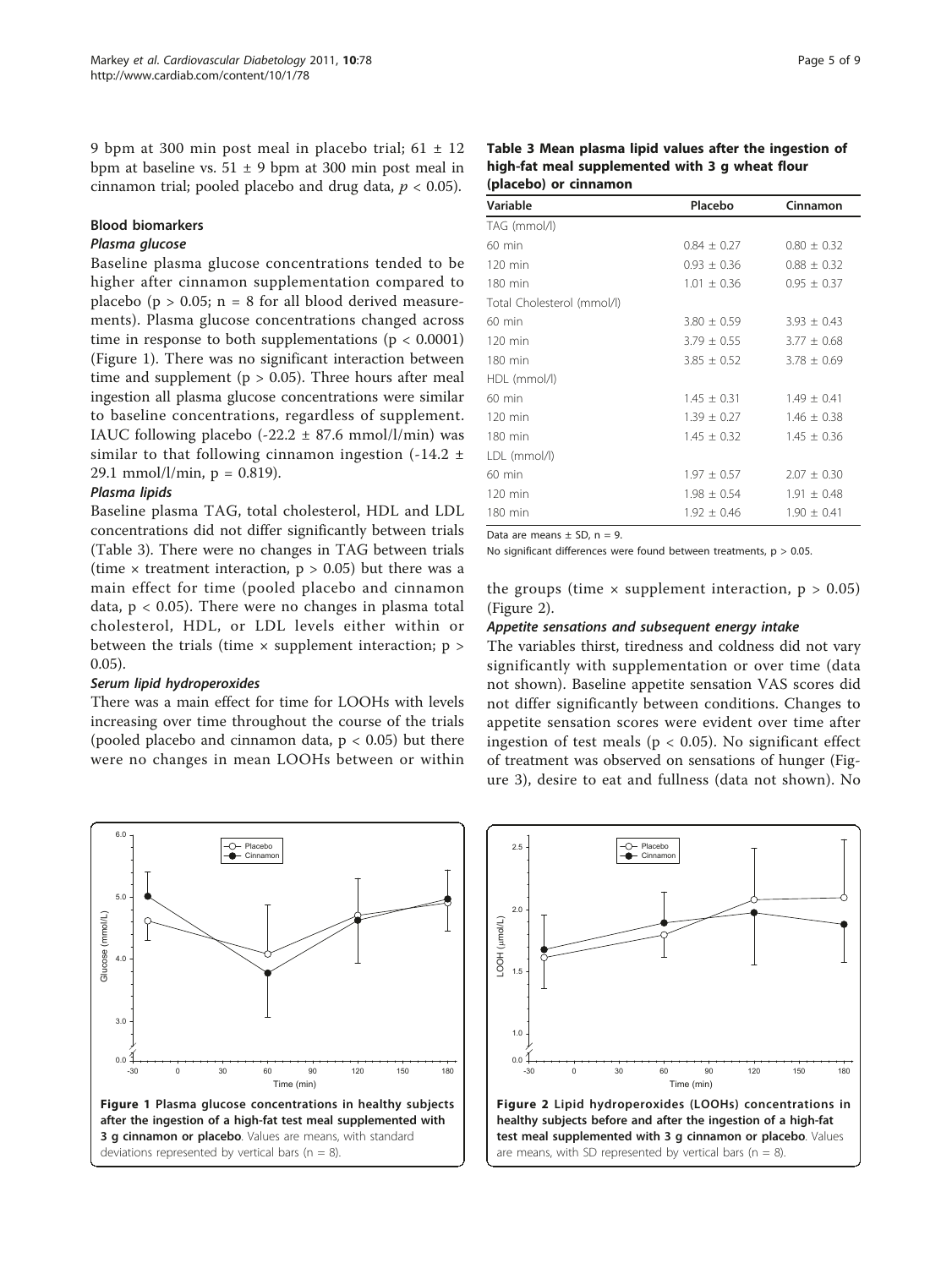9 bpm at 300 min post meal in placebo trial; 61 ± 12 bpm at baseline vs. 51 ± 9 bpm at 300 min post meal in cinnamon trial; pooled placebo and drug data, $p < 0.05$).

### Blood biomarkers

#### *Plasma glucose*

Baseline plasma glucose concentrations tended to be higher after cinnamon supplementation compared to placebo ($p > 0.05$; n = 8 for all blood derived measurements). Plasma glucose concentrations changed across time in response to both supplementations ($p < 0.0001$) (Figure 1). There was no significant interaction between time and supplement ($p > 0.05$). Three hours after meal ingestion all plasma glucose concentrations were similar to baseline concentrations, regardless of supplement. IAUC following placebo (-22.2 ± 87.6 mmol/l/min) was similar to that following cinnamon ingestion (-14.2 ± 29.1 mmol/l/min, p = 0.819).

#### *Plasma lipids*

Baseline plasma TAG, total cholesterol, HDL and LDL concentrations did not differ significantly between trials (Table 3). There were no changes in TAG between trials (time × treatment interaction, $p > 0.05$) but there was a main effect for time (pooled placebo and cinnamon data, $p < 0.05$). There were no changes in plasma total cholesterol, HDL, or LDL levels either within or between the trials (time × supplement interaction; $p > 0.05$).

#### *Serum lipid hydroperoxides*

There was a main effect for time for LOOHs with levels increasing over time throughout the course of the trials (pooled placebo and cinnamon data, $p < 0.05$) but there were no changes in mean LOOHs between or within the groups (time × supplement interaction, $p > 0.05$) (Figure 2).

**Table 3 Mean plasma lipid values after the ingestion of high-fat meal supplemented with 3 g wheat flour (placebo) or cinnamon**

| Variable | Placebo | Cinnamon |
|---|---|---|
| TAG (mmol/l) | | |
| 60 min | 0.84 ± 0.27 | 0.80 ± 0.32 |
| 120 min | 0.93 ± 0.36 | 0.88 ± 0.32 |
| 180 min | 1.01 ± 0.36 | 0.95 ± 0.37 |
| Total Cholesterol (mmol/l) | | |
| 60 min | 3.80 ± 0.59 | 3.93 ± 0.43 |
| 120 min | 3.79 ± 0.55 | 3.77 ± 0.68 |
| 180 min | 3.85 ± 0.52 | 3.78 ± 0.69 |
| HDL (mmol/l) | | |
| 60 min | 1.45 ± 0.31 | 1.49 ± 0.41 |
| 120 min | 1.39 ± 0.27 | 1.46 ± 0.38 |
| 180 min | 1.45 ± 0.32 | 1.45 ± 0.36 |
| LDL (mmol/l) | | |
| 60 min | 1.97 ± 0.57 | 2.07 ± 0.30 |
| 120 min | 1.98 ± 0.54 | 1.91 ± 0.48 |
| 180 min | 1.92 ± 0.46 | 1.90 ± 0.41 |

Data are means ± SD, n = 9.

No significant differences were found between treatments, $p > 0.05$.

#### *Appetite sensations and subsequent energy intake*

The variables thirst, tiredness and coldness did not vary significantly with supplementation or over time (data not shown). Baseline appetite sensation VAS scores did not differ significantly between conditions. Changes to appetite sensation scores were evident over time after ingestion of test meals ($p < 0.05$). No significant effect of treatment was observed on sensations of hunger (Figure 3), desire to eat and fullness (data not shown). No

**Figure 1 Plasma glucose concentrations in healthy subjects after the ingestion of a high-fat test meal supplemented with 3 g cinnamon or placebo**. Values are means, with standard deviations represented by vertical bars (n = 8).

**Figure 2 Lipid hydroperoxides (LOOHs) concentrations in healthy subjects before and after the ingestion of a high-fat test meal supplemented with 3 g cinnamon or placebo**. Values are means, with SD represented by vertical bars (n = 8).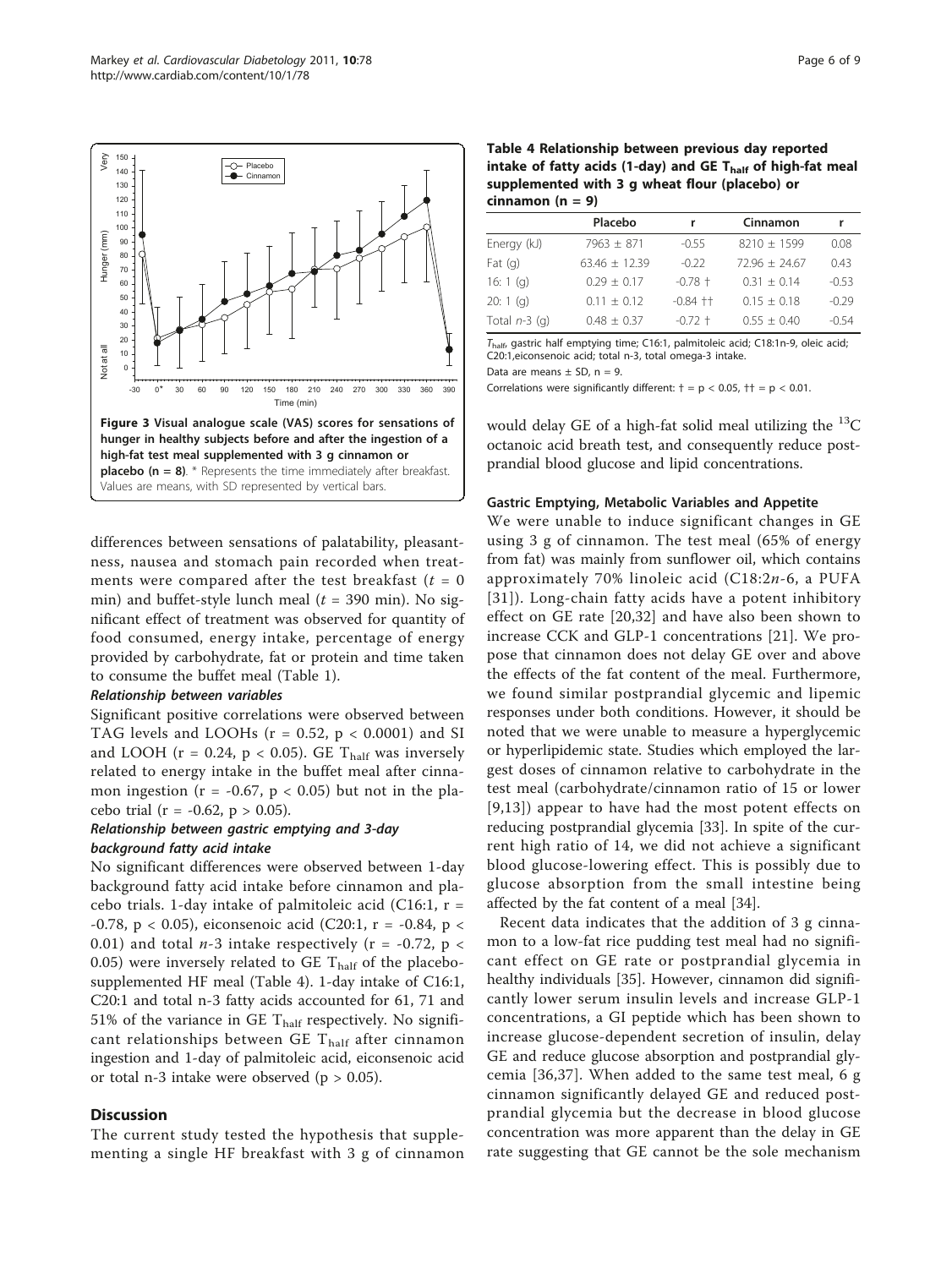**Figure 3 Visual analogue scale (VAS) scores for sensations of hunger in healthy subjects before and after the ingestion of a high-fat test meal supplemented with 3 g cinnamon or placebo (n = 8)**. * Represents the time immediately after breakfast. Values are means, with SD represented by vertical bars.

differences between sensations of palatability, pleasantness, nausea and stomach pain recorded when treatments were compared after the test breakfast ($t$ = 0 min) and buffet-style lunch meal ($t$ = 390 min). No significant effect of treatment was observed for quantity of food consumed, energy intake, percentage of energy provided by carbohydrate, fat or protein and time taken to consume the buffet meal (Table 1).

#### *Relationship between variables*

Significant positive correlations were observed between TAG levels and LOOHs ($r = 0.52$, $p < 0.0001$) and SI and LOOH ($r = 0.24$, $p < 0.05$). GE $T_{half}$ was inversely related to energy intake in the buffet meal after cinnamon ingestion ($r = -0.67$, $p < 0.05$) but not in the placebo trial ($r = -0.62$, $p > 0.05$).

#### *Relationship between gastric emptying and 3-day background fatty acid intake*

No significant differences were observed between 1-day background fatty acid intake before cinnamon and placebo trials. 1-day intake of palmitoleic acid (C16:1, $r = -0.78$, $p < 0.05$), eiconsenoic acid (C20:1, $r = -0.84$, $p < 0.01$) and total $n$-3 intake respectively ($r = -0.72$, $p < 0.05$) were inversely related to GE $T_{half}$ of the placebo-supplemented HF meal (Table 4). 1-day intake of C16:1, C20:1 and total n-3 fatty acids accounted for 61, 71 and 51% of the variance in GE $T_{half}$ respectively. No significant relationships between GE $T_{half}$ after cinnamon ingestion and 1-day of palmitoleic acid, eiconsenoic acid or total n-3 intake were observed ($p > 0.05$).

## Discussion

The current study tested the hypothesis that supplementing a single HF breakfast with 3 g of cinnamon would delay GE of a high-fat solid meal utilizing the $^{13}C$ octanoic acid breath test, and consequently reduce postprandial blood glucose and lipid concentrations.

**Table 4 Relationship between previous day reported intake of fatty acids (1-day) and GE $T_{half}$ of high-fat meal supplemented with 3 g wheat flour (placebo) or cinnamon (n = 9)**

| | Placebo | r | Cinnamon | r |
|---|---|---|---|---|
| Energy (kJ) | 7963 ± 871 | -0.55 | 8210 ± 1599 | 0.08 |
| Fat (g) | 63.46 ± 12.39 | -0.22 | 72.96 ± 24.67 | 0.43 |
| 16: 1 (g) | 0.29 ± 0.17 | -0.78 † | 0.31 ± 0.14 | -0.53 |
| 20: 1 (g) | 0.11 ± 0.12 | -0.84 †† | 0.15 ± 0.18 | -0.29 |
| Total $n$-3 (g) | 0.48 ± 0.37 | -0.72 † | 0.55 ± 0.40 | -0.54 |

$T_{half}$, gastric half emptying time; C16:1, palmitoleic acid; C18:1n-9, oleic acid; C20:1,eiconsenoic acid; total n-3, total omega-3 intake.

Data are means ± SD, n = 9.

Correlations were significantly different: † = $p < 0.05$, †† = $p < 0.01$.

### Gastric Emptying, Metabolic Variables and Appetite

We were unable to induce significant changes in GE using 3 g of cinnamon. The test meal (65% of energy from fat) was mainly from sunflower oil, which contains approximately 70% linoleic acid (C18:2$n$-6, a PUFA [31]). Long-chain fatty acids have a potent inhibitory effect on GE rate [20,32] and have also been shown to increase CCK and GLP-1 concentrations [21]. We propose that cinnamon does not delay GE over and above the effects of the fat content of the meal. Furthermore, we found similar postprandial glycemic and lipemic responses under both conditions. However, it should be noted that we were unable to measure a hyperglycemic or hyperlipidemic state. Studies which employed the largest doses of cinnamon relative to carbohydrate in the test meal (carbohydrate/cinnamon ratio of 15 or lower [9,13]) appear to have had the most potent effects on reducing postprandial glycemia [33]. In spite of the current high ratio of 14, we did not achieve a significant blood glucose-lowering effect. This is possibly due to glucose absorption from the small intestine being affected by the fat content of a meal [34].

Recent data indicates that the addition of 3 g cinnamon to a low-fat rice pudding test meal had no significant effect on GE rate or postprandial glycemia in healthy individuals [35]. However, cinnamon did significantly lower serum insulin levels and increase GLP-1 concentrations, a GI peptide which has been shown to increase glucose-dependent secretion of insulin, delay GE and reduce glucose absorption and postprandial glycemia [36,37]. When added to the same test meal, 6 g cinnamon significantly delayed GE and reduced postprandial glycemia but the decrease in blood glucose concentration was more apparent than the delay in GE rate suggesting that GE cannot be the sole mechanism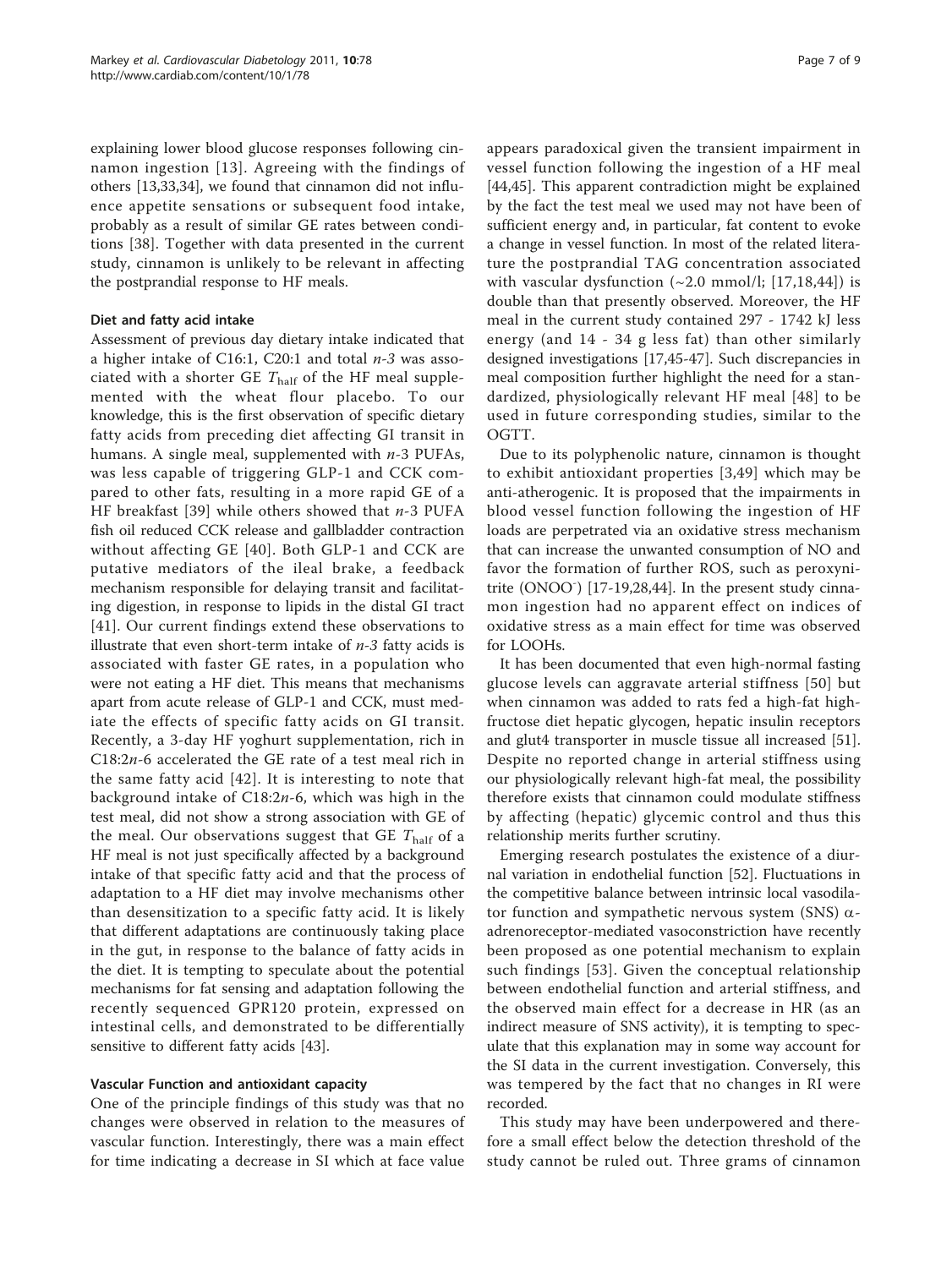explaining lower blood glucose responses following cinnamon ingestion [13]. Agreeing with the findings of others [13,33,34], we found that cinnamon did not influence appetite sensations or subsequent food intake, probably as a result of similar GE rates between conditions [38]. Together with data presented in the current study, cinnamon is unlikely to be relevant in affecting the postprandial response to HF meals.

### Diet and fatty acid intake

Assessment of previous day dietary intake indicated that a higher intake of C16:1, C20:1 and total *n-3* was associated with a shorter GE $T_{half}$ of the HF meal supplemented with the wheat flour placebo. To our knowledge, this is the first observation of specific dietary fatty acids from preceding diet affecting GI transit in humans. A single meal, supplemented with *n*-3 PUFAs, was less capable of triggering GLP-1 and CCK compared to other fats, resulting in a more rapid GE of a HF breakfast [39] while others showed that *n*-3 PUFA fish oil reduced CCK release and gallbladder contraction without affecting GE [40]. Both GLP-1 and CCK are putative mediators of the ileal brake, a feedback mechanism responsible for delaying transit and facilitating digestion, in response to lipids in the distal GI tract [41]. Our current findings extend these observations to illustrate that even short-term intake of *n-3* fatty acids is associated with faster GE rates, in a population who were not eating a HF diet. This means that mechanisms apart from acute release of GLP-1 and CCK, must mediate the effects of specific fatty acids on GI transit. Recently, a 3-day HF yoghurt supplementation, rich in C18:2*n*-6 accelerated the GE rate of a test meal rich in the same fatty acid [42]. It is interesting to note that background intake of C18:2*n*-6, which was high in the test meal, did not show a strong association with GE of the meal. Our observations suggest that GE $T_{half}$ of a HF meal is not just specifically affected by a background intake of that specific fatty acid and that the process of adaptation to a HF diet may involve mechanisms other than desensitization to a specific fatty acid. It is likely that different adaptations are continuously taking place in the gut, in response to the balance of fatty acids in the diet. It is tempting to speculate about the potential mechanisms for fat sensing and adaptation following the recently sequenced GPR120 protein, expressed on intestinal cells, and demonstrated to be differentially sensitive to different fatty acids [43].

### Vascular Function and antioxidant capacity

One of the principle findings of this study was that no changes were observed in relation to the measures of vascular function. Interestingly, there was a main effect for time indicating a decrease in SI which at face value appears paradoxical given the transient impairment in vessel function following the ingestion of a HF meal [44,45]. This apparent contradiction might be explained by the fact the test meal we used may not have been of sufficient energy and, in particular, fat content to evoke a change in vessel function. In most of the related literature the postprandial TAG concentration associated with vascular dysfunction (~2.0 mmol/l; [17,18,44]) is double than that presently observed. Moreover, the HF meal in the current study contained 297 - 1742 kJ less energy (and 14 - 34 g less fat) than other similarly designed investigations [17,45-47]. Such discrepancies in meal composition further highlight the need for a standardized, physiologically relevant HF meal [48] to be used in future corresponding studies, similar to the OGTT.

Due to its polyphenolic nature, cinnamon is thought to exhibit antioxidant properties [3,49] which may be anti-atherogenic. It is proposed that the impairments in blood vessel function following the ingestion of HF loads are perpetrated via an oxidative stress mechanism that can increase the unwanted consumption of NO and favor the formation of further ROS, such as peroxynitrite ($ONOO^-$) [17-19,28,44]. In the present study cinnamon ingestion had no apparent effect on indices of oxidative stress as a main effect for time was observed for LOOHs.

It has been documented that even high-normal fasting glucose levels can aggravate arterial stiffness [50] but when cinnamon was added to rats fed a high-fat high-fructose diet hepatic glycogen, hepatic insulin receptors and glut4 transporter in muscle tissue all increased [51]. Despite no reported change in arterial stiffness using our physiologically relevant high-fat meal, the possibility therefore exists that cinnamon could modulate stiffness by affecting (hepatic) glycemic control and thus this relationship merits further scrutiny.

Emerging research postulates the existence of a diurnal variation in endothelial function [52]. Fluctuations in the competitive balance between intrinsic local vasodilator function and sympathetic nervous system (SNS) $\alpha$-adrenoreceptor-mediated vasoconstriction have recently been proposed as one potential mechanism to explain such findings [53]. Given the conceptual relationship between endothelial function and arterial stiffness, and the observed main effect for a decrease in HR (as an indirect measure of SNS activity), it is tempting to speculate that this explanation may in some way account for the SI data in the current investigation. Conversely, this was tempered by the fact that no changes in RI were recorded.

This study may have been underpowered and therefore a small effect below the detection threshold of the study cannot be ruled out. Three grams of cinnamon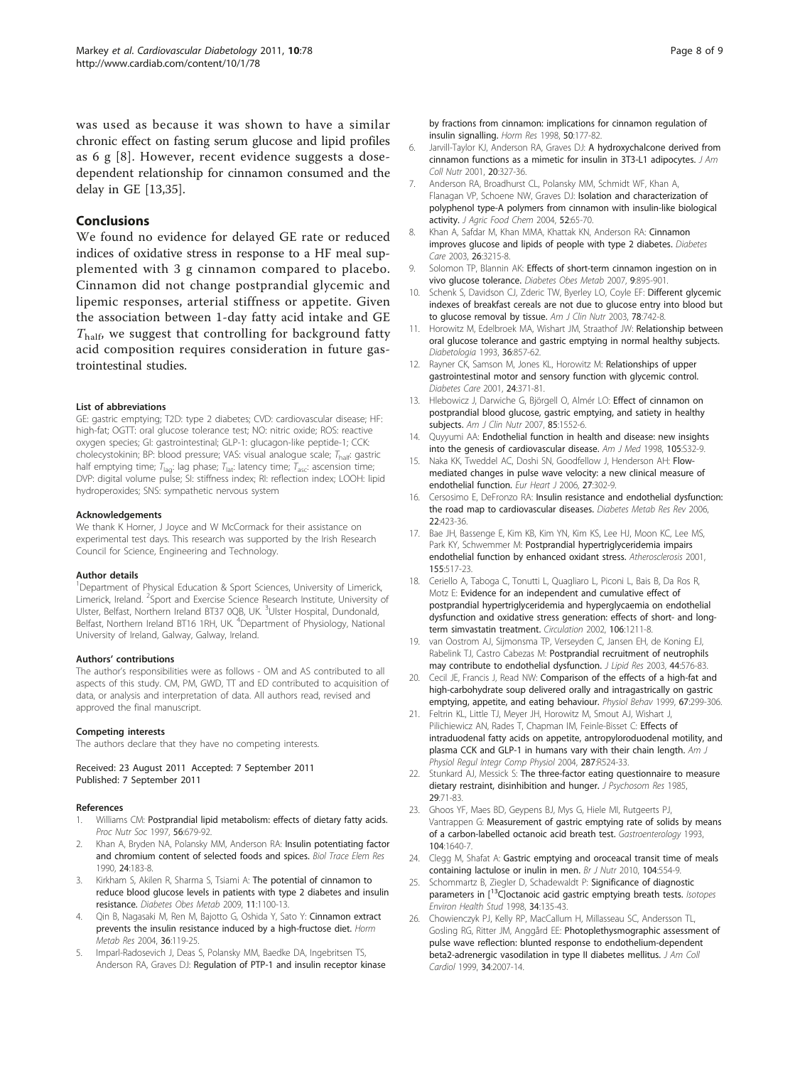was used as because it was shown to have a similar chronic effect on fasting serum glucose and lipid profiles as 6 g [8]. However, recent evidence suggests a dose-dependent relationship for cinnamon consumed and the delay in GE [13,35].

## Conclusions

We found no evidence for delayed GE rate or reduced indices of oxidative stress in response to a HF meal supplemented with 3 g cinnamon compared to placebo. Cinnamon did not change postprandial glycemic and lipemic responses, arterial stiffness or appetite. Given the association between 1-day fatty acid intake and GE $T_{half}$, we suggest that controlling for background fatty acid composition requires consideration in future gastrointestinal studies.

#### List of abbreviations

GE: gastric emptying; T2D: type 2 diabetes; CVD: cardiovascular disease; HF: high-fat; OGTT: oral glucose tolerance test; NO: nitric oxide; ROS: reactive oxygen species; GI: gastrointestinal; GLP-1: glucagon-like peptide-1; CCK: cholecystokinin; BP: blood pressure; VAS: visual analogue scale; $T_{half}$: gastric half emptying time; $T_{lag}$: lag phase; $T_{lat}$: latency time; $T_{asc}$: ascension time; DVP: digital volume pulse; SI: stiffness index; RI: reflection index; LOOH: lipid hydroperoxides; SNS: sympathetic nervous system

#### Acknowledgements

We thank K Horner, J Joyce and W McCormack for their assistance on experimental test days. This research was supported by the Irish Research Council for Science, Engineering and Technology.

#### Author details

[1]Department of Physical Education & Sport Sciences, University of Limerick, Limerick, Ireland. [2]Sport and Exercise Science Research Institute, University of Ulster, Belfast, Northern Ireland BT37 0QB, UK. [3]Ulster Hospital, Dundonald, Belfast, Northern Ireland BT16 1RH, UK. [4]Department of Physiology, National University of Ireland, Galway, Galway, Ireland.

#### Authors' contributions

The author's responsibilities were as follows - OM and AS contributed to all aspects of this study. CM, PM, GWD, TT and ED contributed to acquisition of data, or analysis and interpretation of data. All authors read, revised and approved the final manuscript.

#### Competing interests

The authors declare that they have no competing interests.

Received: 23 August 2011 Accepted: 7 September 2011
Published: 7 September 2011

#### References

1. Williams CM: Postprandial lipid metabolism: effects of dietary fatty acids. *Proc Nutr Soc* 1997, **56**:679-92.
2. Khan A, Bryden NA, Polansky MM, Anderson RA: Insulin potentiating factor and chromium content of selected foods and spices. *Biol Trace Elem Res* 1990, **24**:183-8.
3. Kirkham S, Akilen R, Sharma S, Tsiami A: The potential of cinnamon to reduce blood glucose levels in patients with type 2 diabetes and insulin resistance. *Diabetes Obes Metab* 2009, **11**:1100-13.
4. Qin B, Nagasaki M, Ren M, Bajotto G, Oshida Y, Sato Y: Cinnamon extract prevents the insulin resistance induced by a high-fructose diet. *Horm Metab Res* 2004, **36**:119-25.
5. Imparl-Radosevich J, Deas S, Polansky MM, Baedke DA, Ingebritsen TS, Anderson RA, Graves DJ: Regulation of PTP-1 and insulin receptor kinase by fractions from cinnamon: implications for cinnamon regulation of insulin signalling. *Horm Res* 1998, **50**:177-82.
6. Jarvill-Taylor KJ, Anderson RA, Graves DJ: A hydroxychalcone derived from cinnamon functions as a mimetic for insulin in 3T3-L1 adipocytes. *J Am Coll Nutr* 2001, **20**:327-36.
7. Anderson RA, Broadhurst CL, Polansky MM, Schmidt WF, Khan A, Flanagan VP, Schoene NW, Graves DJ: Isolation and characterization of polyphenol type-A polymers from cinnamon with insulin-like biological activity. *J Agric Food Chem* 2004, **52**:65-70.
8. Khan A, Safdar M, Khan MMA, Khattak KN, Anderson RA: Cinnamon improves glucose and lipids of people with type 2 diabetes. *Diabetes Care* 2003, **26**:3215-8.
9. Solomon TP, Blannin AK: Effects of short-term cinnamon ingestion on in vivo glucose tolerance. *Diabetes Obes Metab* 2007, **9**:895-901.
10. Schenk S, Davidson CJ, Zderic TW, Byerley LO, Coyle EF: Different glycemic indexes of breakfast cereals are not due to glucose entry into blood but to glucose removal by tissue. *Am J Clin Nutr* 2003, **78**:742-8.
11. Horowitz M, Edelbroek MA, Wishart JM, Straathof JW: Relationship between oral glucose tolerance and gastric emptying in normal healthy subjects. *Diabetologia* 1993, **36**:857-62.
12. Rayner CK, Samson M, Jones KL, Horowitz M: Relationships of upper gastrointestinal motor and sensory function with glycemic control. *Diabetes Care* 2001, **24**:371-81.
13. Hlebowicz J, Darwiche G, Björgell O, Almér LO: Effect of cinnamon on postprandial blood glucose, gastric emptying, and satiety in healthy subjects. *Am J Clin Nutr* 2007, **85**:1552-6.
14. Quyyumi AA: Endothelial function in health and disease: new insights into the genesis of cardiovascular disease. *Am J Med* 1998, **105**:S32-9.
15. Naka KK, Tweddel AC, Doshi SN, Goodfellow J, Henderson AH: Flow-mediated changes in pulse wave velocity: a new clinical measure of endothelial function. *Eur Heart J* 2006, **27**:302-9.
16. Cersosimo E, DeFronzo RA: Insulin resistance and endothelial dysfunction: the road map to cardiovascular diseases. *Diabetes Metab Res Rev* 2006, **22**:423-36.
17. Bae JH, Bassenge E, Kim KB, Kim YN, Kim KS, Lee HJ, Moon KC, Lee MS, Park KY, Schwemmer M: Postprandial hypertriglyceridemia impairs endothelial function by enhanced oxidant stress. *Atherosclerosis* 2001, **155**:517-23.
18. Ceriello A, Taboga C, Tonutti L, Quagliaro L, Piconi L, Bais B, Da Ros R, Motz E: Evidence for an independent and cumulative effect of postprandial hypertriglyceridemia and hyperglycaemia on endothelial dysfunction and oxidative stress generation: effects of short- and long-term simvastatin treatment. *Circulation* 2002, **106**:1211-8.
19. van Oostrom AJ, Sijmonsma TP, Verseyden C, Jansen EH, de Koning EJ, Rabelink TJ, Castro Cabezas M: Postprandial recruitment of neutrophils may contribute to endothelial dysfunction. *J Lipid Res* 2003, **44**:576-83.
20. Cecil JE, Francis J, Read NW: Comparison of the effects of a high-fat and high-carbohydrate soup delivered orally and intragastrically on gastric emptying, appetite, and eating behaviour. *Physiol Behav* 1999, **67**:299-306.
21. Feltrin KL, Little TJ, Meyer JH, Horowitz M, Smout AJ, Wishart J, Pilichiewicz AN, Rades T, Chapman IM, Feinle-Bisset C: Effects of intraduodenal fatty acids on appetite, antropyloroduodenal motility, and plasma CCK and GLP-1 in humans vary with their chain length. *Am J Physiol Regul Integr Comp Physiol* 2004, **287**:R524-33.
22. Stunkard AJ, Messick S: The three-factor eating questionnaire to measure dietary restraint, disinhibition and hunger. *J Psychosom Res* 1985, **29**:71-83.
23. Ghoos YF, Maes BD, Geypens BJ, Mys G, Hiele MI, Rutgeerts PJ, Vantrappen G: Measurement of gastric emptying rate of solids by means of a carbon-labelled octanoic acid breath test. *Gastroenterology* 1993, **104**:1640-7.
24. Clegg M, Shafat A: Gastric emptying and oroceacal transit time of meals containing lactulose or inulin in men. *Br J Nutr* 2010, **104**:554-9.
25. Schommartz B, Ziegler D, Schadewaldt P: Significance of diagnostic parameters in [$^{13}$C]octanoic acid gastric emptying breath tests. *Isotopes Environ Health Stud* 1998, **34**:135-43.
26. Chowienczyk PJ, Kelly RP, MacCallum H, Millasseau SC, Andersson TL, Gosling RG, Ritter JM, Änggård EE: Photoplethysmographic assessment of pulse wave reflection: blunted response to endothelium-dependent beta2-adrenergic vasodilation in type II diabetes mellitus. *J Am Coll Cardiol* 1999, **34**:2007-14.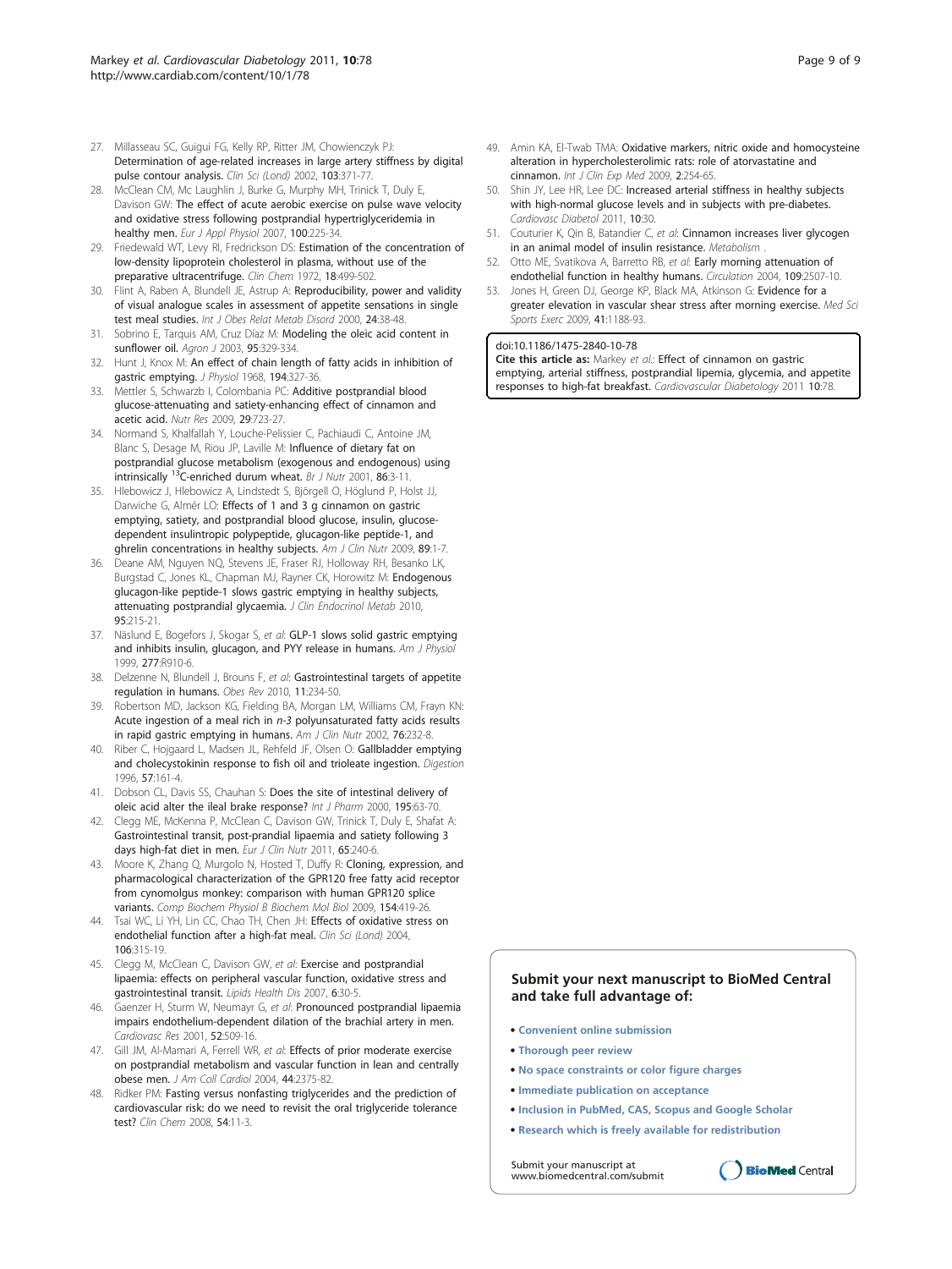27. Millasseau SC, Guigui FG, Kelly RP, Ritter JM, Chowienczyk PJ: Determination of age-related increases in large artery stiffness by digital pulse contour analysis. *Clin Sci (Lond)* 2002, **103**:371-77.
28. McClean CM, Mc Laughlin J, Burke G, Murphy MH, Trinick T, Duly E, Davison GW: The effect of acute aerobic exercise on pulse wave velocity and oxidative stress following postprandial hypertriglyceridemia in healthy men. *Eur J Appl Physiol* 2007, **100**:225-34.
29. Friedewald WT, Levy RI, Fredrickson DS: Estimation of the concentration of low-density lipoprotein cholesterol in plasma, without use of the preparative ultracentrifuge. *Clin Chem* 1972, **18**:499-502.
30. Flint A, Raben A, Blundell JE, Astrup A: Reproducibility, power and validity of visual analogue scales in assessment of appetite sensations in single test meal studies. *Int J Obes Relat Metab Disord* 2000, **24**:38-48.
31. Sobrino E, Tarquis AM, Cruz Díaz M: Modeling the oleic acid content in sunflower oil. *Agron J* 2003, **95**:329-334.
32. Hunt J, Knox M: An effect of chain length of fatty acids in inhibition of gastric emptying. *J Physiol* 1968, **194**:327-36.
33. Mettler S, Schwarzb I, Colombania PC: Additive postprandial blood glucose-attenuating and satiety-enhancing effect of cinnamon and acetic acid. *Nutr Res* 2009, **29**:723-27.
34. Normand S, Khalfallah Y, Louche-Pelissier C, Pachiaudi C, Antoine JM, Blanc S, Desage M, Riou JP, Laville M: Influence of dietary fat on postprandial glucose metabolism (exogenous and endogenous) using intrinsically $^{13}$C-enriched durum wheat. *Br J Nutr* 2001, **86**:3-11.
35. Hlebowicz J, Hlebowicz A, Lindstedt S, Björgell O, Höglund P, Holst JJ, Darwiche G, Almér LO: Effects of 1 and 3 g cinnamon on gastric emptying, satiety, and postprandial blood glucose, insulin, glucose-dependent insulintropic polypeptide, glucagon-like peptide-1, and ghrelin concentrations in healthy subjects. *Am J Clin Nutr* 2009, **89**:1-7.
36. Deane AM, Nguyen NQ, Stevens JE, Fraser RJ, Holloway RH, Besanko LK, Burgstad C, Jones KL, Chapman MJ, Rayner CK, Horowitz M: Endogenous glucagon-like peptide-1 slows gastric emptying in healthy subjects, attenuating postprandial glycaemia. *J Clin Endocrinol Metab* 2010, **95**:215-21.
37. Näslund E, Bogefors J, Skogar S, *et al*: GLP-1 slows solid gastric emptying and inhibits insulin, glucagon, and PYY release in humans. *Am J Physiol* 1999, **277**:R910-6.
38. Delzenne N, Blundell J, Brouns F, *et al*: Gastrointestinal targets of appetite regulation in humans. *Obes Rev* 2010, **11**:234-50.
39. Robertson MD, Jackson KG, Fielding BA, Morgan LM, Williams CM, Frayn KN: Acute ingestion of a meal rich in *n-3* polyunsaturated fatty acids results in rapid gastric emptying in humans. *Am J Clin Nutr* 2002, **76**:232-8.
40. Riber C, Hojgaard L, Madsen JL, Rehfeld JF, Olsen O: Gallbladder emptying and cholecystokinin response to fish oil and trioleate ingestion. *Digestion* 1996, **57**:161-4.
41. Dobson CL, Davis SS, Chauhan S: Does the site of intestinal delivery of oleic acid alter the ileal brake response? *Int J Pharm* 2000, **195**:63-70.
42. Clegg ME, McKenna P, McClean C, Davison GW, Trinick T, Duly E, Shafat A: Gastrointestinal transit, post-prandial lipaemia and satiety following 3 days high-fat diet in men. *Eur J Clin Nutr* 2011, **65**:240-6.
43. Moore K, Zhang Q, Murgolo N, Hosted T, Duffy R: Cloning, expression, and pharmacological characterization of the GPR120 free fatty acid receptor from cynomolgus monkey: comparison with human GPR120 splice variants. *Comp Biochem Physiol B Biochem Mol Biol* 2009, **154**:419-26.
44. Tsai WC, Li YH, Lin CC, Chao TH, Chen JH: Effects of oxidative stress on endothelial function after a high-fat meal. *Clin Sci (Lond)* 2004, **106**:315-19.
45. Clegg M, McClean C, Davison GW, *et al*: Exercise and postprandial lipaemia: effects on peripheral vascular function, oxidative stress and gastrointestinal transit. *Lipids Health Dis* 2007, **6**:30-5.
46. Gaenzer H, Sturm W, Neumayr G, *et al*: Pronounced postprandial lipaemia impairs endothelium-dependent dilation of the brachial artery in men. *Cardiovasc Res* 2001, **52**:509-16.
47. Gill JM, Al-Mamari A, Ferrell WR, *et al*: Effects of prior moderate exercise on postprandial metabolism and vascular function in lean and centrally obese men. *J Am Coll Cardiol* 2004, **44**:2375-82.
48. Ridker PM: Fasting versus nonfasting triglycerides and the prediction of cardiovascular risk: do we need to revisit the oral triglyceride tolerance test? *Clin Chem* 2008, **54**:11-3.
49. Amin KA, El-Twab TMA: Oxidative markers, nitric oxide and homocysteine alteration in hypercholesterolimic rats: role of atorvastatine and cinnamon. *Int J Clin Exp Med* 2009, **2**:254-65.
50. Shin JY, Lee HR, Lee DC: Increased arterial stiffness in healthy subjects with high-normal glucose levels and in subjects with pre-diabetes. *Cardiovasc Diabetol* 2011, **10**:30.
51. Couturier K, Qin B, Batandier C, *et al*: Cinnamon increases liver glycogen in an animal model of insulin resistance. *Metabolism* .
52. Otto ME, Svatikova A, Barretto RB, *et al*: Early morning attenuation of endothelial function in healthy humans. *Circulation* 2004, **109**:2507-10.
53. Jones H, Green DJ, George KP, Black MA, Atkinson G: Evidence for a greater elevation in vascular shear stress after morning exercise. *Med Sci Sports Exerc* 2009, **41**:1188-93.

doi:10.1186/1475-2840-10-78

**Cite this article as:** Markey *et al.*: Effect of cinnamon on gastric emptying, arterial stiffness, postprandial lipemia, glycemia, and appetite responses to high-fat breakfast. *Cardiovascular Diabetology* 2011 **10**:78.

**Submit your next manuscript to BioMed Central and take full advantage of:**

- **Convenient online submission**
- **Thorough peer review**
- **No space constraints or color figure charges**
- **Immediate publication on acceptance**
- **Inclusion in PubMed, CAS, Scopus and Google Scholar**
- **Research which is freely available for redistribution**

Submit your manuscript at www.biomedcentral.com/submit

BioMed Central